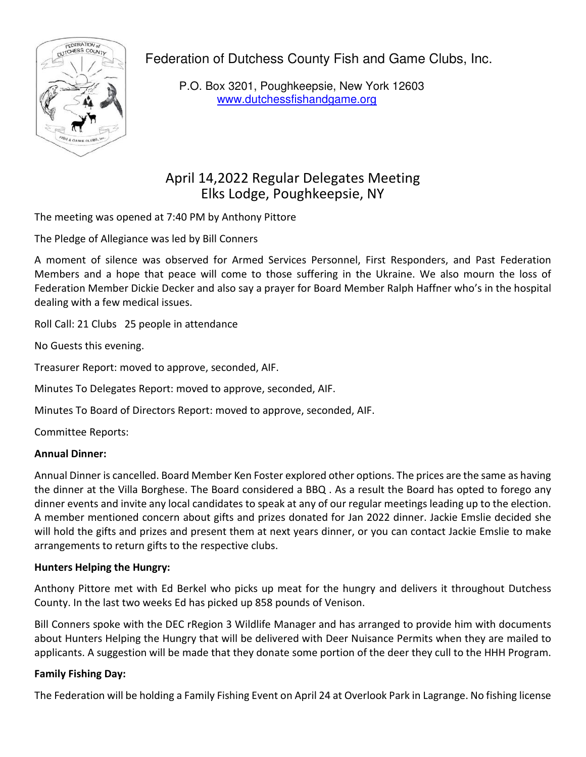# Federation of Dutchess County Fish and Game Clubs, Inc.

P.O. Box 3201, Poughkeepsie, New York 12603
www.dutchessfishandgame.org

## April 14,2022 Regular Delegates Meeting
## Elks Lodge, Poughkeepsie, NY

The meeting was opened at 7:40 PM by Anthony Pittore

The Pledge of Allegiance was led by Bill Conners

A moment of silence was observed for Armed Services Personnel, First Responders, and Past Federation Members and a hope that peace will come to those suffering in the Ukraine. We also mourn the loss of Federation Member Dickie Decker and also say a prayer for Board Member Ralph Haffner who's in the hospital dealing with a few medical issues.

Roll Call: 21 Clubs 25 people in attendance

No Guests this evening.

Treasurer Report: moved to approve, seconded, AIF.

Minutes To Delegates Report: moved to approve, seconded, AIF.

Minutes To Board of Directors Report: moved to approve, seconded, AIF.

Committee Reports:

**Annual Dinner:**

Annual Dinner is cancelled. Board Member Ken Foster explored other options. The prices are the same as having the dinner at the Villa Borghese. The Board considered a BBQ . As a result the Board has opted to forego any dinner events and invite any local candidates to speak at any of our regular meetings leading up to the election. A member mentioned concern about gifts and prizes donated for Jan 2022 dinner. Jackie Emslie decided she will hold the gifts and prizes and present them at next years dinner, or you can contact Jackie Emslie to make arrangements to return gifts to the respective clubs.

**Hunters Helping the Hungry:**

Anthony Pittore met with Ed Berkel who picks up meat for the hungry and delivers it throughout Dutchess County. In the last two weeks Ed has picked up 858 pounds of Venison.

Bill Conners spoke with the DEC rRegion 3 Wildlife Manager and has arranged to provide him with documents about Hunters Helping the Hungry that will be delivered with Deer Nuisance Permits when they are mailed to applicants. A suggestion will be made that they donate some portion of the deer they cull to the HHH Program.

**Family Fishing Day:**

The Federation will be holding a Family Fishing Event on April 24 at Overlook Park in Lagrange. No fishing license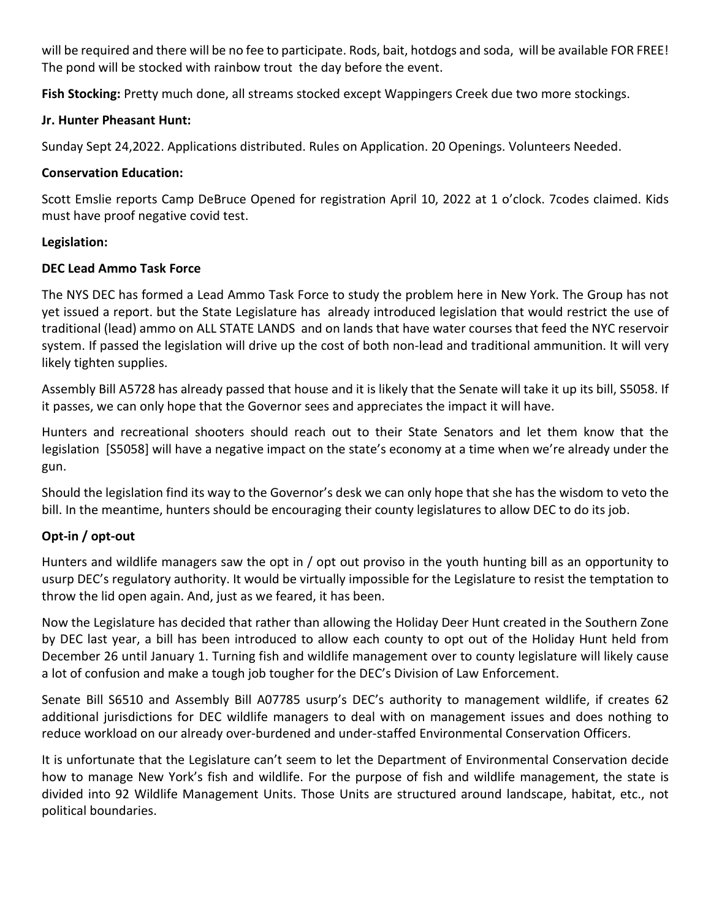will be required and there will be no fee to participate. Rods, bait, hotdogs and soda, will be available FOR FREE! The pond will be stocked with rainbow trout the day before the event.

**Fish Stocking:** Pretty much done, all streams stocked except Wappingers Creek due two more stockings.

**Jr. Hunter Pheasant Hunt:**

Sunday Sept 24,2022. Applications distributed. Rules on Application. 20 Openings. Volunteers Needed.

**Conservation Education:**

Scott Emslie reports Camp DeBruce Opened for registration April 10, 2022 at 1 o'clock. 7codes claimed. Kids must have proof negative covid test.

**Legislation:**

**DEC Lead Ammo Task Force**

The NYS DEC has formed a Lead Ammo Task Force to study the problem here in New York. The Group has not yet issued a report. but the State Legislature has already introduced legislation that would restrict the use of traditional (lead) ammo on ALL STATE LANDS and on lands that have water courses that feed the NYC reservoir system. If passed the legislation will drive up the cost of both non-lead and traditional ammunition. It will very likely tighten supplies.

Assembly Bill A5728 has already passed that house and it is likely that the Senate will take it up its bill, S5058. If it passes, we can only hope that the Governor sees and appreciates the impact it will have.

Hunters and recreational shooters should reach out to their State Senators and let them know that the legislation [S5058] will have a negative impact on the state's economy at a time when we're already under the gun.

Should the legislation find its way to the Governor's desk we can only hope that she has the wisdom to veto the bill. In the meantime, hunters should be encouraging their county legislatures to allow DEC to do its job.

**Opt-in / opt-out**

Hunters and wildlife managers saw the opt in / opt out proviso in the youth hunting bill as an opportunity to usurp DEC's regulatory authority. It would be virtually impossible for the Legislature to resist the temptation to throw the lid open again. And, just as we feared, it has been.

Now the Legislature has decided that rather than allowing the Holiday Deer Hunt created in the Southern Zone by DEC last year, a bill has been introduced to allow each county to opt out of the Holiday Hunt held from December 26 until January 1. Turning fish and wildlife management over to county legislature will likely cause a lot of confusion and make a tough job tougher for the DEC's Division of Law Enforcement.

Senate Bill S6510 and Assembly Bill A07785 usurp's DEC's authority to management wildlife, if creates 62 additional jurisdictions for DEC wildlife managers to deal with on management issues and does nothing to reduce workload on our already over-burdened and under-staffed Environmental Conservation Officers.

It is unfortunate that the Legislature can't seem to let the Department of Environmental Conservation decide how to manage New York's fish and wildlife. For the purpose of fish and wildlife management, the state is divided into 92 Wildlife Management Units. Those Units are structured around landscape, habitat, etc., not political boundaries.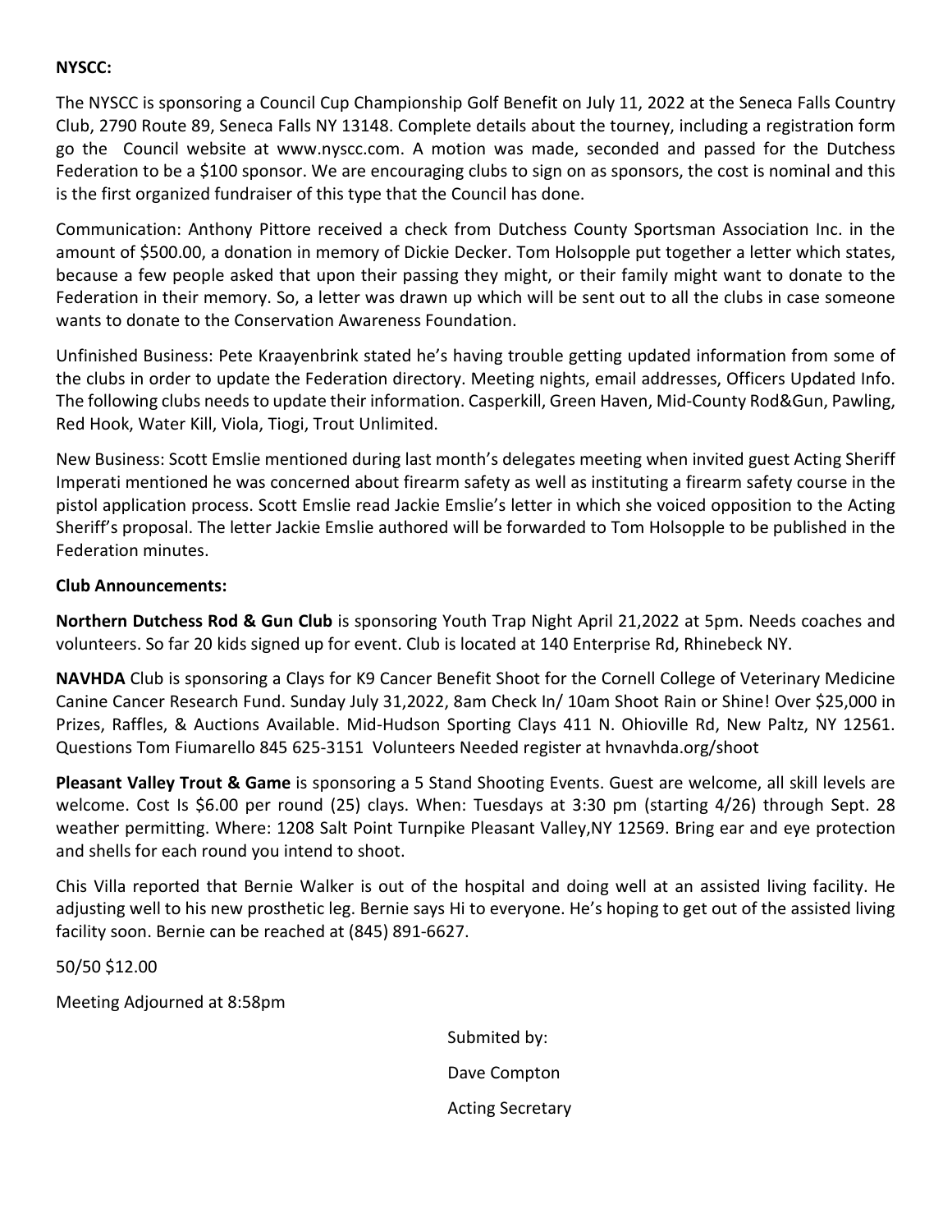**NYSCC:**

The NYSCC is sponsoring a Council Cup Championship Golf Benefit on July 11, 2022 at the Seneca Falls Country Club, 2790 Route 89, Seneca Falls NY 13148. Complete details about the tourney, including a registration form go the Council website at www.nyscc.com. A motion was made, seconded and passed for the Dutchess Federation to be a $100 sponsor. We are encouraging clubs to sign on as sponsors, the cost is nominal and this is the first organized fundraiser of this type that the Council has done.

Communication: Anthony Pittore received a check from Dutchess County Sportsman Association Inc. in the amount of $500.00, a donation in memory of Dickie Decker. Tom Holsopple put together a letter which states, because a few people asked that upon their passing they might, or their family might want to donate to the Federation in their memory. So, a letter was drawn up which will be sent out to all the clubs in case someone wants to donate to the Conservation Awareness Foundation.

Unfinished Business: Pete Kraayenbrink stated he's having trouble getting updated information from some of the clubs in order to update the Federation directory. Meeting nights, email addresses, Officers Updated Info. The following clubs needs to update their information. Casperkill, Green Haven, Mid-County Rod&Gun, Pawling, Red Hook, Water Kill, Viola, Tiogi, Trout Unlimited.

New Business: Scott Emslie mentioned during last month's delegates meeting when invited guest Acting Sheriff Imperati mentioned he was concerned about firearm safety as well as instituting a firearm safety course in the pistol application process. Scott Emslie read Jackie Emslie's letter in which she voiced opposition to the Acting Sheriff's proposal. The letter Jackie Emslie authored will be forwarded to Tom Holsopple to be published in the Federation minutes.

**Club Announcements:**

**Northern Dutchess Rod & Gun Club** is sponsoring Youth Trap Night April 21,2022 at 5pm. Needs coaches and volunteers. So far 20 kids signed up for event. Club is located at 140 Enterprise Rd, Rhinebeck NY.

**NAVHDA** Club is sponsoring a Clays for K9 Cancer Benefit Shoot for the Cornell College of Veterinary Medicine Canine Cancer Research Fund. Sunday July 31,2022, 8am Check In/ 10am Shoot Rain or Shine! Over $25,000 in Prizes, Raffles, & Auctions Available. Mid-Hudson Sporting Clays 411 N. Ohioville Rd, New Paltz, NY 12561. Questions Tom Fiumarello 845 625-3151 Volunteers Needed register at hvnavhda.org/shoot

**Pleasant Valley Trout & Game** is sponsoring a 5 Stand Shooting Events. Guest are welcome, all skill levels are welcome. Cost Is $6.00 per round (25) clays. When: Tuesdays at 3:30 pm (starting 4/26) through Sept. 28 weather permitting. Where: 1208 Salt Point Turnpike Pleasant Valley,NY 12569. Bring ear and eye protection and shells for each round you intend to shoot.

Chis Villa reported that Bernie Walker is out of the hospital and doing well at an assisted living facility. He adjusting well to his new prosthetic leg. Bernie says Hi to everyone. He's hoping to get out of the assisted living facility soon. Bernie can be reached at (845) 891-6627.

50/50 $12.00

Meeting Adjourned at 8:58pm

Submited by:

Dave Compton

Acting Secretary